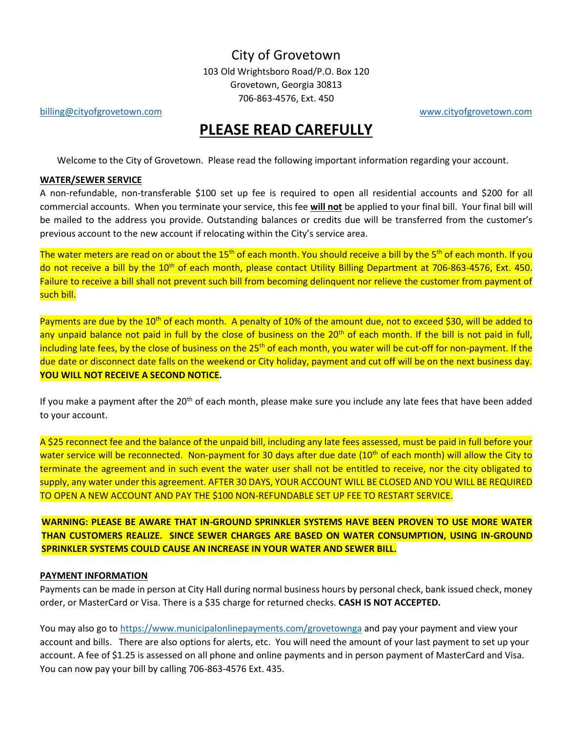# City of Grovetown

103 Old Wrightsboro Road/P.O. Box 120
Grovetown, Georgia 30813
706-863-4576, Ext. 450

billing@cityofgrovetown.com www.cityofgrovetown.com

## PLEASE READ CAREFULLY

Welcome to the City of Grovetown. Please read the following important information regarding your account.

**WATER/SEWER SERVICE**

A non-refundable, non-transferable $100 set up fee is required to open all residential accounts and $200 for all commercial accounts. When you terminate your service, this fee **will not** be applied to your final bill. Your final bill will be mailed to the address you provide. Outstanding balances or credits due will be transferred from the customer's previous account to the new account if relocating within the City's service area.

The water meters are read on or about the 15th of each month. You should receive a bill by the 5th of each month. If you do not receive a bill by the 10th of each month, please contact Utility Billing Department at 706-863-4576, Ext. 450. Failure to receive a bill shall not prevent such bill from becoming delinquent nor relieve the customer from payment of such bill.

Payments are due by the 10th of each month. A penalty of 10% of the amount due, not to exceed $30, will be added to any unpaid balance not paid in full by the close of business on the 20th of each month. If the bill is not paid in full, including late fees, by the close of business on the 25th of each month, you water will be cut-off for non-payment. If the due date or disconnect date falls on the weekend or City holiday, payment and cut off will be on the next business day. **YOU WILL NOT RECEIVE A SECOND NOTICE.**

If you make a payment after the 20th of each month, please make sure you include any late fees that have been added to your account.

A $25 reconnect fee and the balance of the unpaid bill, including any late fees assessed, must be paid in full before your water service will be reconnected. Non-payment for 30 days after due date (10th of each month) will allow the City to terminate the agreement and in such event the water user shall not be entitled to receive, nor the city obligated to supply, any water under this agreement. AFTER 30 DAYS, YOUR ACCOUNT WILL BE CLOSED AND YOU WILL BE REQUIRED TO OPEN A NEW ACCOUNT AND PAY THE $100 NON-REFUNDABLE SET UP FEE TO RESTART SERVICE.

**WARNING: PLEASE BE AWARE THAT IN-GROUND SPRINKLER SYSTEMS HAVE BEEN PROVEN TO USE MORE WATER THAN CUSTOMERS REALIZE. SINCE SEWER CHARGES ARE BASED ON WATER CONSUMPTION, USING IN-GROUND SPRINKLER SYSTEMS COULD CAUSE AN INCREASE IN YOUR WATER AND SEWER BILL.**

**PAYMENT INFORMATION**

Payments can be made in person at City Hall during normal business hours by personal check, bank issued check, money order, or MasterCard or Visa. There is a $35 charge for returned checks. **CASH IS NOT ACCEPTED.**

You may also go to https://www.municipalonlinepayments.com/grovetownga and pay your payment and view your account and bills. There are also options for alerts, etc. You will need the amount of your last payment to set up your account. A fee of $1.25 is assessed on all phone and online payments and in person payment of MasterCard and Visa. You can now pay your bill by calling 706-863-4576 Ext. 435.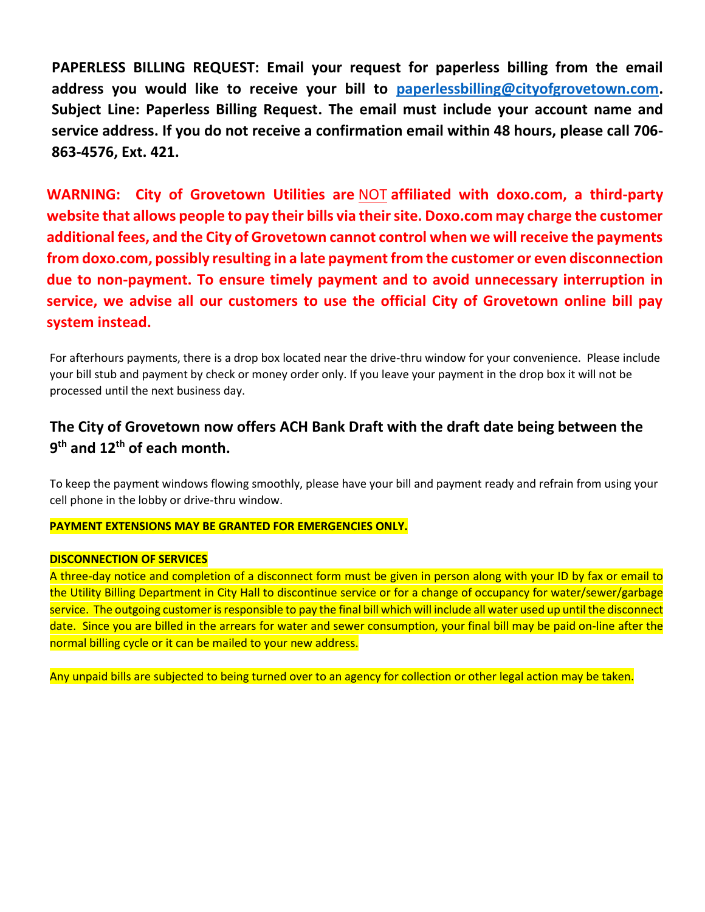**PAPERLESS BILLING REQUEST: Email your request for paperless billing from the email address you would like to receive your bill to [paperlessbilling@cityofgrovetown.com](mailto:paperlessbilling@cityofgrovetown.com). Subject Line: Paperless Billing Request. The email must include your account name and service address. If you do not receive a confirmation email within 48 hours, please call 706-863-4576, Ext. 421.**

**WARNING: City of Grovetown Utilities are NOT affiliated with doxo.com, a third-party website that allows people to pay their bills via their site. Doxo.com may charge the customer additional fees, and the City of Grovetown cannot control when we will receive the payments from doxo.com, possibly resulting in a late payment from the customer or even disconnection due to non-payment. To ensure timely payment and to avoid unnecessary interruption in service, we advise all our customers to use the official City of Grovetown online bill pay system instead.**

For afterhours payments, there is a drop box located near the drive-thru window for your convenience. Please include your bill stub and payment by check or money order only. If you leave your payment in the drop box it will not be processed until the next business day.

**The City of Grovetown now offers ACH Bank Draft with the draft date being between the 9th and 12th of each month.**

To keep the payment windows flowing smoothly, please have your bill and payment ready and refrain from using your cell phone in the lobby or drive-thru window.

**PAYMENT EXTENSIONS MAY BE GRANTED FOR EMERGENCIES ONLY.**

**DISCONNECTION OF SERVICES**

A three-day notice and completion of a disconnect form must be given in person along with your ID by fax or email to the Utility Billing Department in City Hall to discontinue service or for a change of occupancy for water/sewer/garbage service. The outgoing customer is responsible to pay the final bill which will include all water used up until the disconnect date. Since you are billed in the arrears for water and sewer consumption, your final bill may be paid on-line after the normal billing cycle or it can be mailed to your new address.

Any unpaid bills are subjected to being turned over to an agency for collection or other legal action may be taken.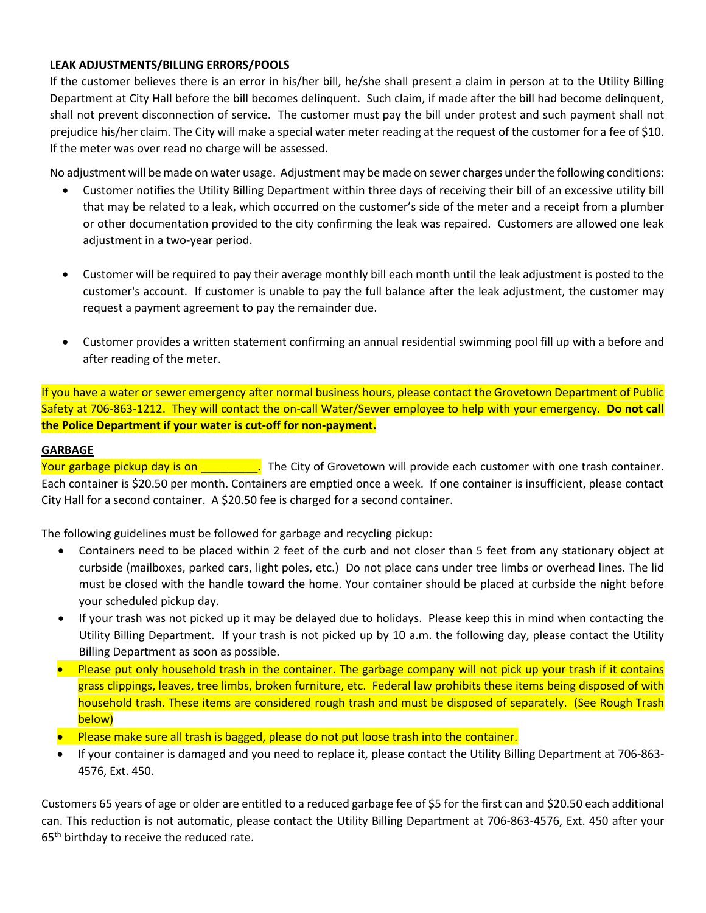**LEAK ADJUSTMENTS/BILLING ERRORS/POOLS**

If the customer believes there is an error in his/her bill, he/she shall present a claim in person at to the Utility Billing Department at City Hall before the bill becomes delinquent. Such claim, if made after the bill had become delinquent, shall not prevent disconnection of service. The customer must pay the bill under protest and such payment shall not prejudice his/her claim. The City will make a special water meter reading at the request of the customer for a fee of $10. If the meter was over read no charge will be assessed.

No adjustment will be made on water usage. Adjustment may be made on sewer charges under the following conditions:

- Customer notifies the Utility Billing Department within three days of receiving their bill of an excessive utility bill that may be related to a leak, which occurred on the customer's side of the meter and a receipt from a plumber or other documentation provided to the city confirming the leak was repaired. Customers are allowed one leak adjustment in a two-year period.

- Customer will be required to pay their average monthly bill each month until the leak adjustment is posted to the customer's account. If customer is unable to pay the full balance after the leak adjustment, the customer may request a payment agreement to pay the remainder due.

- Customer provides a written statement confirming an annual residential swimming pool fill up with a before and after reading of the meter.

If you have a water or sewer emergency after normal business hours, please contact the Grovetown Department of Public Safety at 706-863-1212. They will contact the on-call Water/Sewer employee to help with your emergency. **Do not call the Police Department if your water is cut-off for non-payment.**

**GARBAGE**

Your garbage pickup day is on _________**.** The City of Grovetown will provide each customer with one trash container. Each container is $20.50 per month. Containers are emptied once a week. If one container is insufficient, please contact City Hall for a second container. A $20.50 fee is charged for a second container.

The following guidelines must be followed for garbage and recycling pickup:

- Containers need to be placed within 2 feet of the curb and not closer than 5 feet from any stationary object at curbside (mailboxes, parked cars, light poles, etc.) Do not place cans under tree limbs or overhead lines. The lid must be closed with the handle toward the home. Your container should be placed at curbside the night before your scheduled pickup day.
- If your trash was not picked up it may be delayed due to holidays. Please keep this in mind when contacting the Utility Billing Department. If your trash is not picked up by 10 a.m. the following day, please contact the Utility Billing Department as soon as possible.
- Please put only household trash in the container. The garbage company will not pick up your trash if it contains grass clippings, leaves, tree limbs, broken furniture, etc. Federal law prohibits these items being disposed of with household trash. These items are considered rough trash and must be disposed of separately. (See Rough Trash below)
- Please make sure all trash is bagged, please do not put loose trash into the container.
- If your container is damaged and you need to replace it, please contact the Utility Billing Department at 706-863-4576, Ext. 450.

Customers 65 years of age or older are entitled to a reduced garbage fee of $5 for the first can and $20.50 each additional can. This reduction is not automatic, please contact the Utility Billing Department at 706-863-4576, Ext. 450 after your 65th birthday to receive the reduced rate.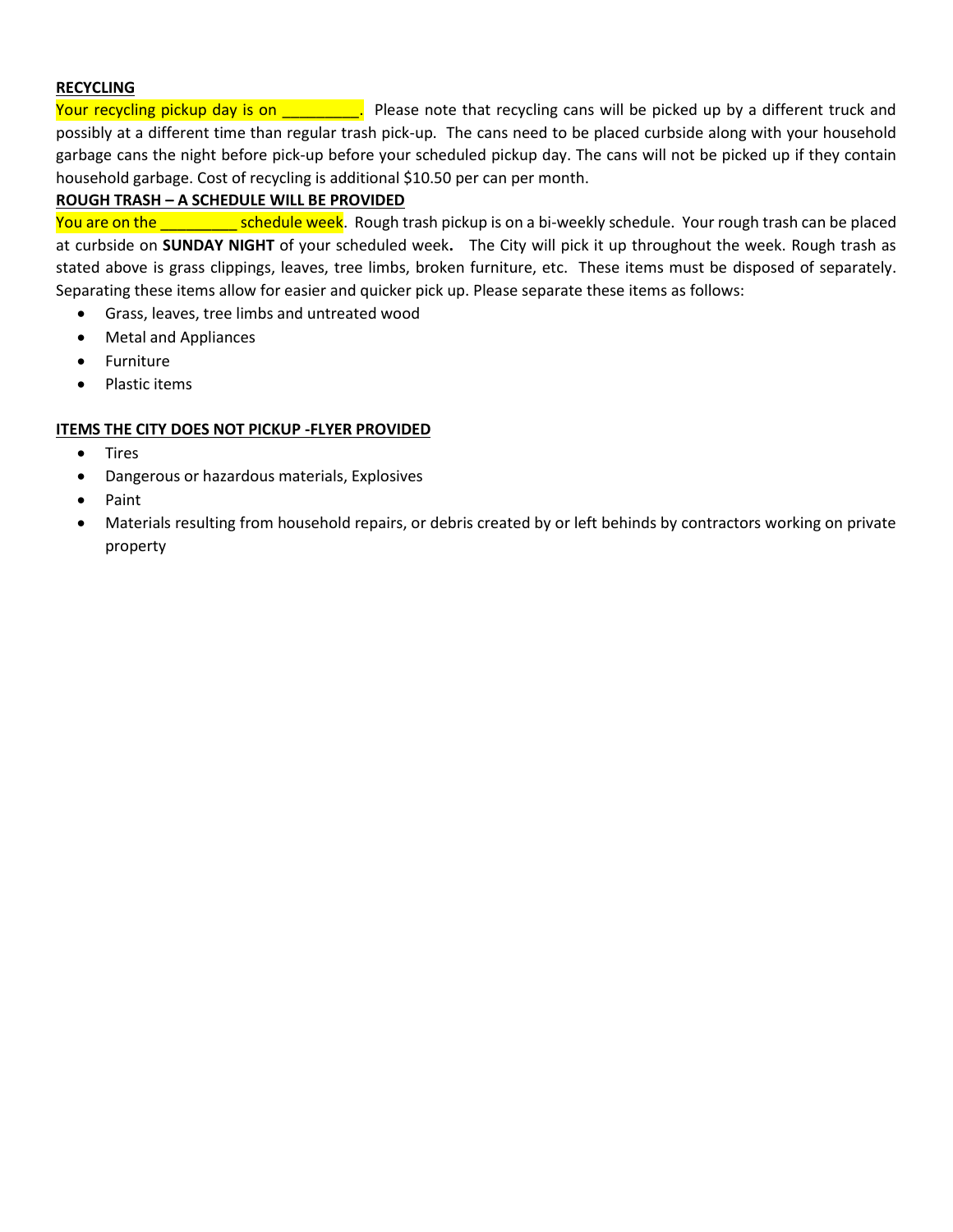**RECYCLING**

Your recycling pickup day is on _________. Please note that recycling cans will be picked up by a different truck and possibly at a different time than regular trash pick-up. The cans need to be placed curbside along with your household garbage cans the night before pick-up before your scheduled pickup day. The cans will not be picked up if they contain household garbage. Cost of recycling is additional $10.50 per can per month.

**ROUGH TRASH – A SCHEDULE WILL BE PROVIDED**

You are on the _________ schedule week. Rough trash pickup is on a bi-weekly schedule. Your rough trash can be placed at curbside on **SUNDAY NIGHT** of your scheduled week**.** The City will pick it up throughout the week. Rough trash as stated above is grass clippings, leaves, tree limbs, broken furniture, etc. These items must be disposed of separately. Separating these items allow for easier and quicker pick up. Please separate these items as follows:

- Grass, leaves, tree limbs and untreated wood
- Metal and Appliances
- Furniture
- Plastic items

**ITEMS THE CITY DOES NOT PICKUP -FLYER PROVIDED**

- Tires
- Dangerous or hazardous materials, Explosives
- Paint
- Materials resulting from household repairs, or debris created by or left behinds by contractors working on private property